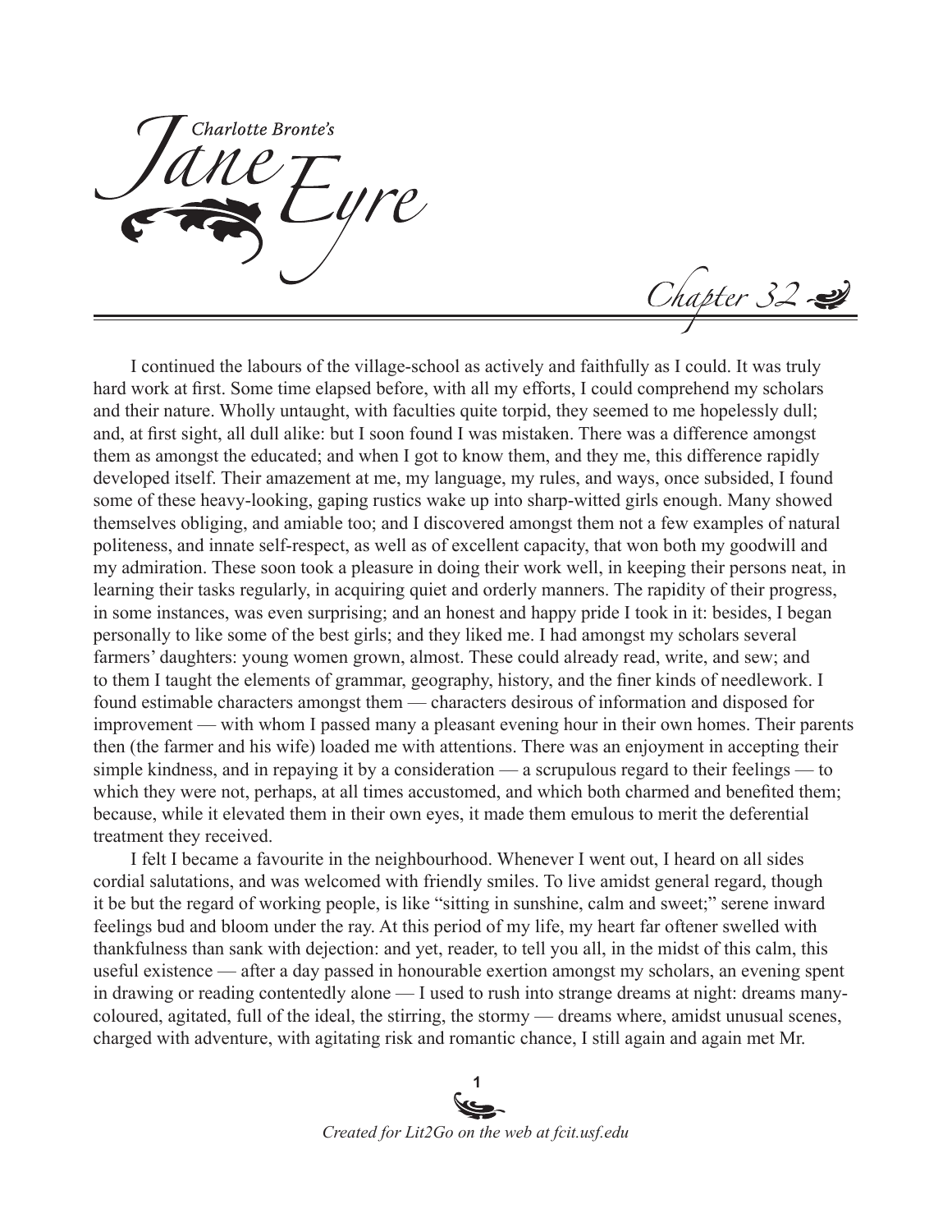# Charlotte Bronte's Jane Eyre

## Chapter 32

I continued the labours of the village-school as actively and faithfully as I could. It was truly hard work at first. Some time elapsed before, with all my efforts, I could comprehend my scholars and their nature. Wholly untaught, with faculties quite torpid, they seemed to me hopelessly dull; and, at first sight, all dull alike: but I soon found I was mistaken. There was a difference amongst them as amongst the educated; and when I got to know them, and they me, this difference rapidly developed itself. Their amazement at me, my language, my rules, and ways, once subsided, I found some of these heavy-looking, gaping rustics wake up into sharp-witted girls enough. Many showed themselves obliging, and amiable too; and I discovered amongst them not a few examples of natural politeness, and innate self-respect, as well as of excellent capacity, that won both my goodwill and my admiration. These soon took a pleasure in doing their work well, in keeping their persons neat, in learning their tasks regularly, in acquiring quiet and orderly manners. The rapidity of their progress, in some instances, was even surprising; and an honest and happy pride I took in it: besides, I began personally to like some of the best girls; and they liked me. I had amongst my scholars several farmers' daughters: young women grown, almost. These could already read, write, and sew; and to them I taught the elements of grammar, geography, history, and the finer kinds of needlework. I found estimable characters amongst them — characters desirous of information and disposed for improvement — with whom I passed many a pleasant evening hour in their own homes. Their parents then (the farmer and his wife) loaded me with attentions. There was an enjoyment in accepting their simple kindness, and in repaying it by a consideration — a scrupulous regard to their feelings — to which they were not, perhaps, at all times accustomed, and which both charmed and benefited them; because, while it elevated them in their own eyes, it made them emulous to merit the deferential treatment they received.

I felt I became a favourite in the neighbourhood. Whenever I went out, I heard on all sides cordial salutations, and was welcomed with friendly smiles. To live amidst general regard, though it be but the regard of working people, is like "sitting in sunshine, calm and sweet;" serene inward feelings bud and bloom under the ray. At this period of my life, my heart far oftener swelled with thankfulness than sank with dejection: and yet, reader, to tell you all, in the midst of this calm, this useful existence — after a day passed in honourable exertion amongst my scholars, an evening spent in drawing or reading contentedly alone — I used to rush into strange dreams at night: dreams many-coloured, agitated, full of the ideal, the stirring, the stormy — dreams where, amidst unusual scenes, charged with adventure, with agitating risk and romantic chance, I still again and again met Mr.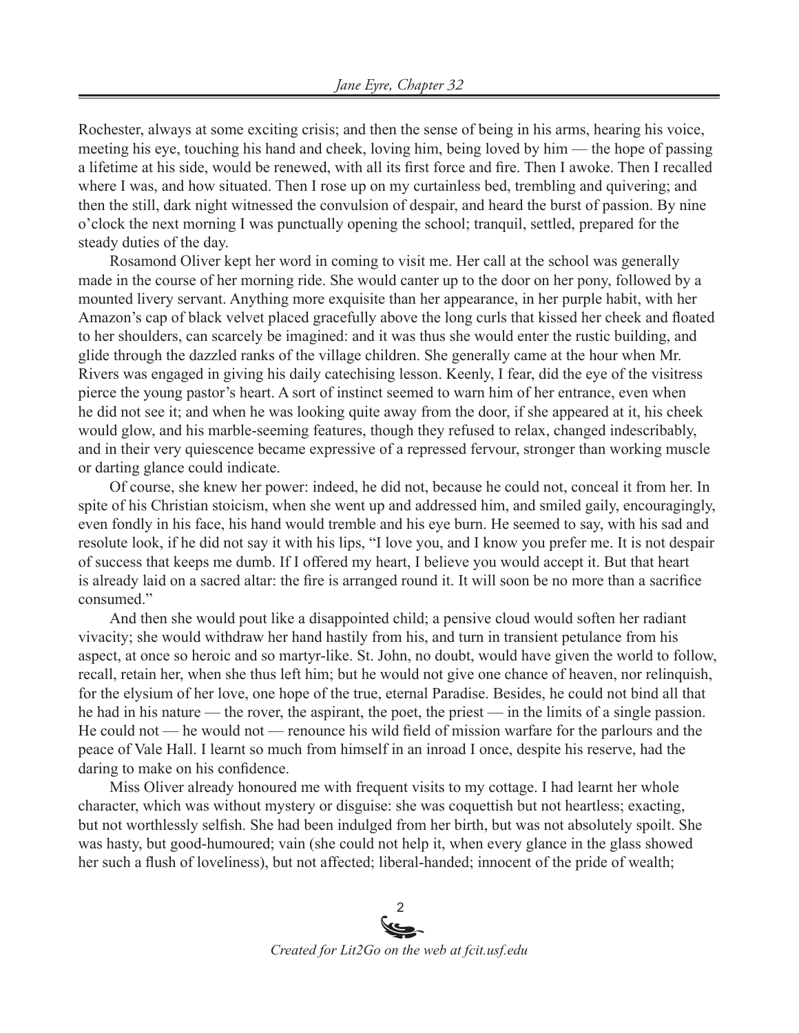Rochester, always at some exciting crisis; and then the sense of being in his arms, hearing his voice, meeting his eye, touching his hand and cheek, loving him, being loved by him — the hope of passing a lifetime at his side, would be renewed, with all its first force and fire. Then I awoke. Then I recalled where I was, and how situated. Then I rose up on my curtainless bed, trembling and quivering; and then the still, dark night witnessed the convulsion of despair, and heard the burst of passion. By nine o'clock the next morning I was punctually opening the school; tranquil, settled, prepared for the steady duties of the day.

Rosamond Oliver kept her word in coming to visit me. Her call at the school was generally made in the course of her morning ride. She would canter up to the door on her pony, followed by a mounted livery servant. Anything more exquisite than her appearance, in her purple habit, with her Amazon's cap of black velvet placed gracefully above the long curls that kissed her cheek and floated to her shoulders, can scarcely be imagined: and it was thus she would enter the rustic building, and glide through the dazzled ranks of the village children. She generally came at the hour when Mr. Rivers was engaged in giving his daily catechising lesson. Keenly, I fear, did the eye of the visitress pierce the young pastor's heart. A sort of instinct seemed to warn him of her entrance, even when he did not see it; and when he was looking quite away from the door, if she appeared at it, his cheek would glow, and his marble-seeming features, though they refused to relax, changed indescribably, and in their very quiescence became expressive of a repressed fervour, stronger than working muscle or darting glance could indicate.

Of course, she knew her power: indeed, he did not, because he could not, conceal it from her. In spite of his Christian stoicism, when she went up and addressed him, and smiled gaily, encouragingly, even fondly in his face, his hand would tremble and his eye burn. He seemed to say, with his sad and resolute look, if he did not say it with his lips, "I love you, and I know you prefer me. It is not despair of success that keeps me dumb. If I offered my heart, I believe you would accept it. But that heart is already laid on a sacred altar: the fire is arranged round it. It will soon be no more than a sacrifice consumed."

And then she would pout like a disappointed child; a pensive cloud would soften her radiant vivacity; she would withdraw her hand hastily from his, and turn in transient petulance from his aspect, at once so heroic and so martyr-like. St. John, no doubt, would have given the world to follow, recall, retain her, when she thus left him; but he would not give one chance of heaven, nor relinquish, for the elysium of her love, one hope of the true, eternal Paradise. Besides, he could not bind all that he had in his nature — the rover, the aspirant, the poet, the priest — in the limits of a single passion. He could not — he would not — renounce his wild field of mission warfare for the parlours and the peace of Vale Hall. I learnt so much from himself in an inroad I once, despite his reserve, had the daring to make on his confidence.

Miss Oliver already honoured me with frequent visits to my cottage. I had learnt her whole character, which was without mystery or disguise: she was coquettish but not heartless; exacting, but not worthlessly selfish. She had been indulged from her birth, but was not absolutely spoilt. She was hasty, but good-humoured; vain (she could not help it, when every glance in the glass showed her such a flush of loveliness), but not affected; liberal-handed; innocent of the pride of wealth;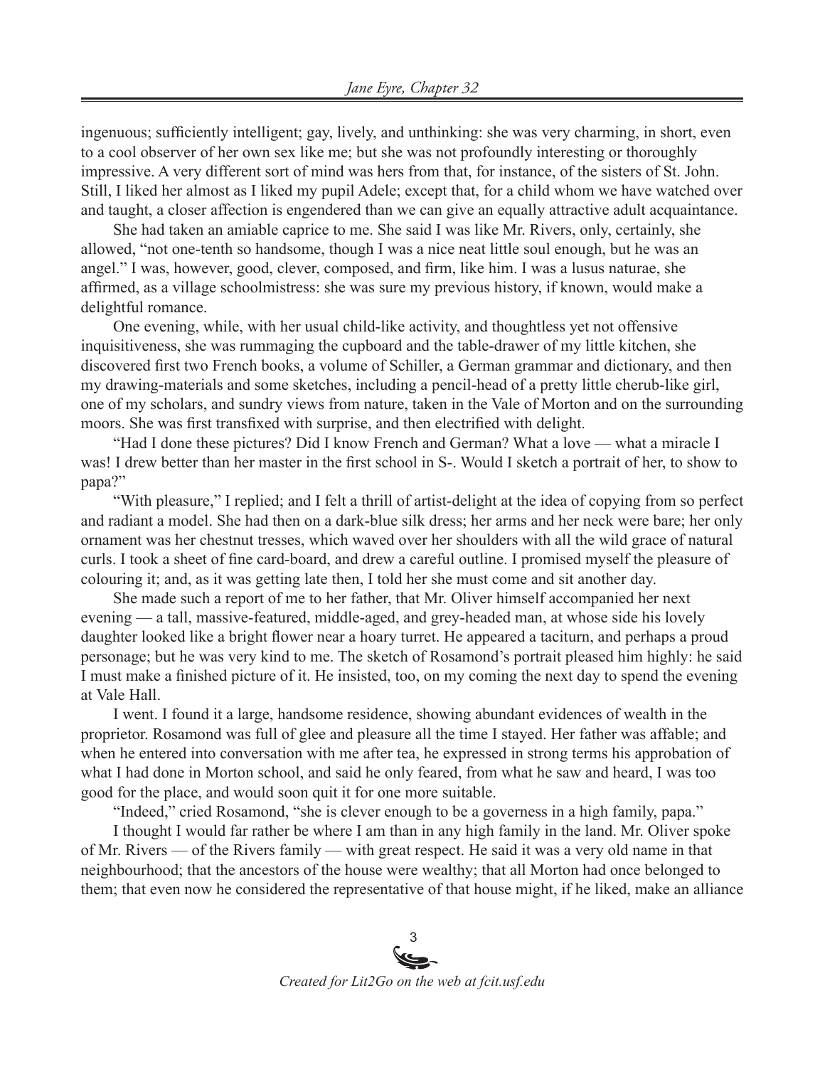ingenuous; sufficiently intelligent; gay, lively, and unthinking: she was very charming, in short, even to a cool observer of her own sex like me; but she was not profoundly interesting or thoroughly impressive. A very different sort of mind was hers from that, for instance, of the sisters of St. John. Still, I liked her almost as I liked my pupil Adele; except that, for a child whom we have watched over and taught, a closer affection is engendered than we can give an equally attractive adult acquaintance.

She had taken an amiable caprice to me. She said I was like Mr. Rivers, only, certainly, she allowed, "not one-tenth so handsome, though I was a nice neat little soul enough, but he was an angel." I was, however, good, clever, composed, and firm, like him. I was a lusus naturae, she affirmed, as a village schoolmistress: she was sure my previous history, if known, would make a delightful romance.

One evening, while, with her usual child-like activity, and thoughtless yet not offensive inquisitiveness, she was rummaging the cupboard and the table-drawer of my little kitchen, she discovered first two French books, a volume of Schiller, a German grammar and dictionary, and then my drawing-materials and some sketches, including a pencil-head of a pretty little cherub-like girl, one of my scholars, and sundry views from nature, taken in the Vale of Morton and on the surrounding moors. She was first transfixed with surprise, and then electrified with delight.

"Had I done these pictures? Did I know French and German? What a love — what a miracle I was! I drew better than her master in the first school in S-. Would I sketch a portrait of her, to show to papa?"

"With pleasure," I replied; and I felt a thrill of artist-delight at the idea of copying from so perfect and radiant a model. She had then on a dark-blue silk dress; her arms and her neck were bare; her only ornament was her chestnut tresses, which waved over her shoulders with all the wild grace of natural curls. I took a sheet of fine card-board, and drew a careful outline. I promised myself the pleasure of colouring it; and, as it was getting late then, I told her she must come and sit another day.

She made such a report of me to her father, that Mr. Oliver himself accompanied her next evening — a tall, massive-featured, middle-aged, and grey-headed man, at whose side his lovely daughter looked like a bright flower near a hoary turret. He appeared a taciturn, and perhaps a proud personage; but he was very kind to me. The sketch of Rosamond's portrait pleased him highly: he said I must make a finished picture of it. He insisted, too, on my coming the next day to spend the evening at Vale Hall.

I went. I found it a large, handsome residence, showing abundant evidences of wealth in the proprietor. Rosamond was full of glee and pleasure all the time I stayed. Her father was affable; and when he entered into conversation with me after tea, he expressed in strong terms his approbation of what I had done in Morton school, and said he only feared, from what he saw and heard, I was too good for the place, and would soon quit it for one more suitable.

"Indeed," cried Rosamond, "she is clever enough to be a governess in a high family, papa."

I thought I would far rather be where I am than in any high family in the land. Mr. Oliver spoke of Mr. Rivers — of the Rivers family — with great respect. He said it was a very old name in that neighbourhood; that the ancestors of the house were wealthy; that all Morton had once belonged to them; that even now he considered the representative of that house might, if he liked, make an alliance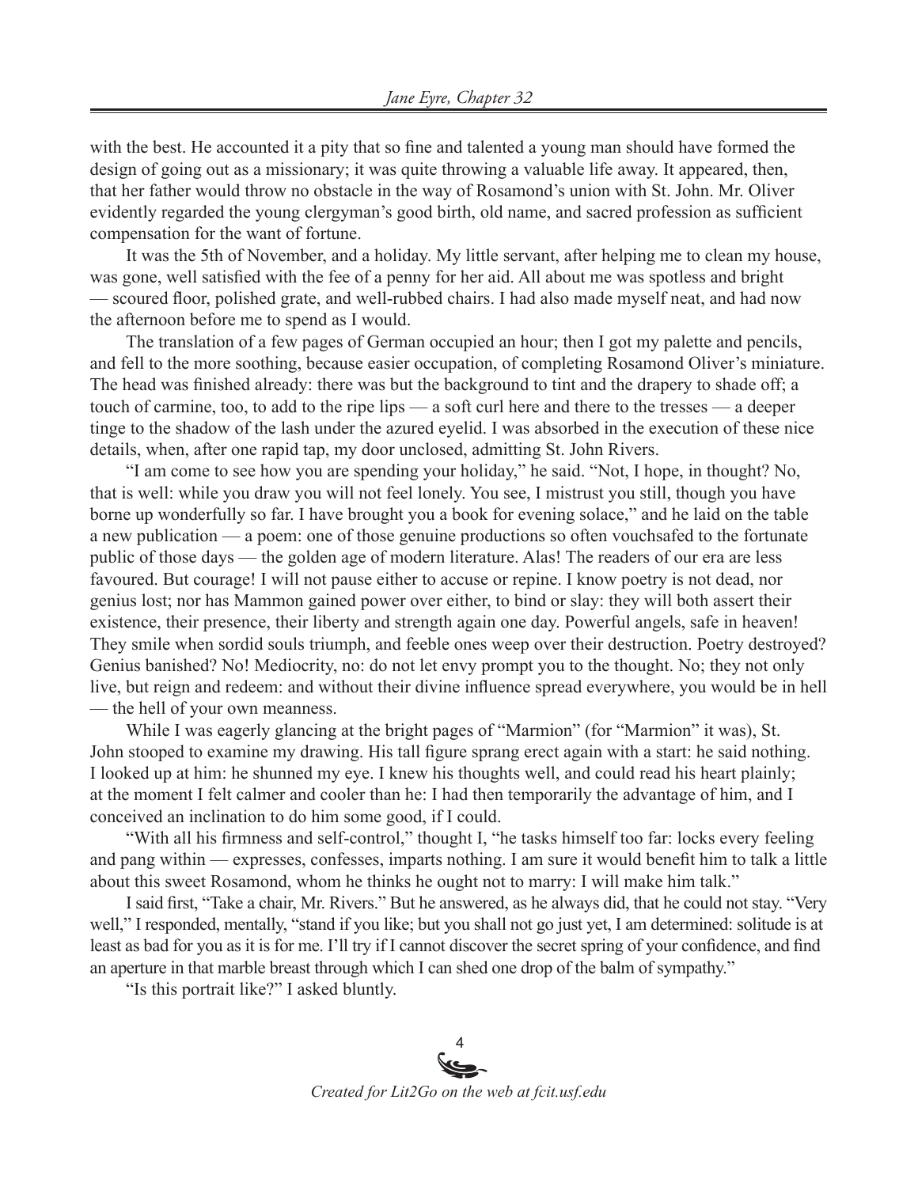with the best. He accounted it a pity that so fine and talented a young man should have formed the design of going out as a missionary; it was quite throwing a valuable life away. It appeared, then, that her father would throw no obstacle in the way of Rosamond's union with St. John. Mr. Oliver evidently regarded the young clergyman's good birth, old name, and sacred profession as sufficient compensation for the want of fortune.

It was the 5th of November, and a holiday. My little servant, after helping me to clean my house, was gone, well satisfied with the fee of a penny for her aid. All about me was spotless and bright — scoured floor, polished grate, and well-rubbed chairs. I had also made myself neat, and had now the afternoon before me to spend as I would.

The translation of a few pages of German occupied an hour; then I got my palette and pencils, and fell to the more soothing, because easier occupation, of completing Rosamond Oliver's miniature. The head was finished already: there was but the background to tint and the drapery to shade off; a touch of carmine, too, to add to the ripe lips — a soft curl here and there to the tresses — a deeper tinge to the shadow of the lash under the azured eyelid. I was absorbed in the execution of these nice details, when, after one rapid tap, my door unclosed, admitting St. John Rivers.

"I am come to see how you are spending your holiday," he said. "Not, I hope, in thought? No, that is well: while you draw you will not feel lonely. You see, I mistrust you still, though you have borne up wonderfully so far. I have brought you a book for evening solace," and he laid on the table a new publication — a poem: one of those genuine productions so often vouchsafed to the fortunate public of those days — the golden age of modern literature. Alas! The readers of our era are less favoured. But courage! I will not pause either to accuse or repine. I know poetry is not dead, nor genius lost; nor has Mammon gained power over either, to bind or slay: they will both assert their existence, their presence, their liberty and strength again one day. Powerful angels, safe in heaven! They smile when sordid souls triumph, and feeble ones weep over their destruction. Poetry destroyed? Genius banished? No! Mediocrity, no: do not let envy prompt you to the thought. No; they not only live, but reign and redeem: and without their divine influence spread everywhere, you would be in hell — the hell of your own meanness.

While I was eagerly glancing at the bright pages of "Marmion" (for "Marmion" it was), St. John stooped to examine my drawing. His tall figure sprang erect again with a start: he said nothing. I looked up at him: he shunned my eye. I knew his thoughts well, and could read his heart plainly; at the moment I felt calmer and cooler than he: I had then temporarily the advantage of him, and I conceived an inclination to do him some good, if I could.

"With all his firmness and self-control," thought I, "he tasks himself too far: locks every feeling and pang within — expresses, confesses, imparts nothing. I am sure it would benefit him to talk a little about this sweet Rosamond, whom he thinks he ought not to marry: I will make him talk."

I said first, "Take a chair, Mr. Rivers." But he answered, as he always did, that he could not stay. "Very well," I responded, mentally, "stand if you like; but you shall not go just yet, I am determined: solitude is at least as bad for you as it is for me. I'll try if I cannot discover the secret spring of your confidence, and find an aperture in that marble breast through which I can shed one drop of the balm of sympathy."

"Is this portrait like?" I asked bluntly.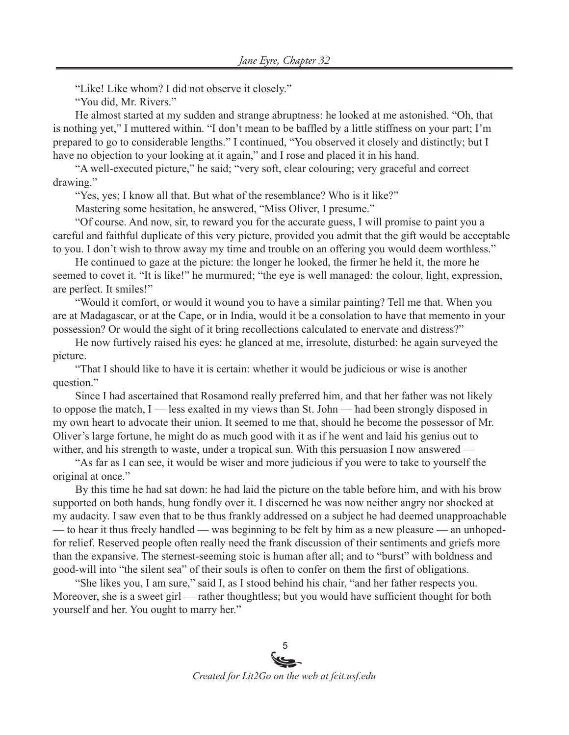"Like! Like whom? I did not observe it closely."

"You did, Mr. Rivers."

He almost started at my sudden and strange abruptness: he looked at me astonished. "Oh, that is nothing yet," I muttered within. "I don't mean to be baffled by a little stiffness on your part; I'm prepared to go to considerable lengths." I continued, "You observed it closely and distinctly; but I have no objection to your looking at it again," and I rose and placed it in his hand.

"A well-executed picture," he said; "very soft, clear colouring; very graceful and correct drawing."

"Yes, yes; I know all that. But what of the resemblance? Who is it like?"

Mastering some hesitation, he answered, "Miss Oliver, I presume."

"Of course. And now, sir, to reward you for the accurate guess, I will promise to paint you a careful and faithful duplicate of this very picture, provided you admit that the gift would be acceptable to you. I don't wish to throw away my time and trouble on an offering you would deem worthless."

He continued to gaze at the picture: the longer he looked, the firmer he held it, the more he seemed to covet it. "It is like!" he murmured; "the eye is well managed: the colour, light, expression, are perfect. It smiles!"

"Would it comfort, or would it wound you to have a similar painting? Tell me that. When you are at Madagascar, or at the Cape, or in India, would it be a consolation to have that memento in your possession? Or would the sight of it bring recollections calculated to enervate and distress?"

He now furtively raised his eyes: he glanced at me, irresolute, disturbed: he again surveyed the picture.

"That I should like to have it is certain: whether it would be judicious or wise is another question."

Since I had ascertained that Rosamond really preferred him, and that her father was not likely to oppose the match, I — less exalted in my views than St. John — had been strongly disposed in my own heart to advocate their union. It seemed to me that, should he become the possessor of Mr. Oliver's large fortune, he might do as much good with it as if he went and laid his genius out to wither, and his strength to waste, under a tropical sun. With this persuasion I now answered —

"As far as I can see, it would be wiser and more judicious if you were to take to yourself the original at once."

By this time he had sat down: he had laid the picture on the table before him, and with his brow supported on both hands, hung fondly over it. I discerned he was now neither angry nor shocked at my audacity. I saw even that to be thus frankly addressed on a subject he had deemed unapproachable — to hear it thus freely handled — was beginning to be felt by him as a new pleasure — an unhoped-for relief. Reserved people often really need the frank discussion of their sentiments and griefs more than the expansive. The sternest-seeming stoic is human after all; and to "burst" with boldness and good-will into "the silent sea" of their souls is often to confer on them the first of obligations.

"She likes you, I am sure," said I, as I stood behind his chair, "and her father respects you. Moreover, she is a sweet girl — rather thoughtless; but you would have sufficient thought for both yourself and her. You ought to marry her."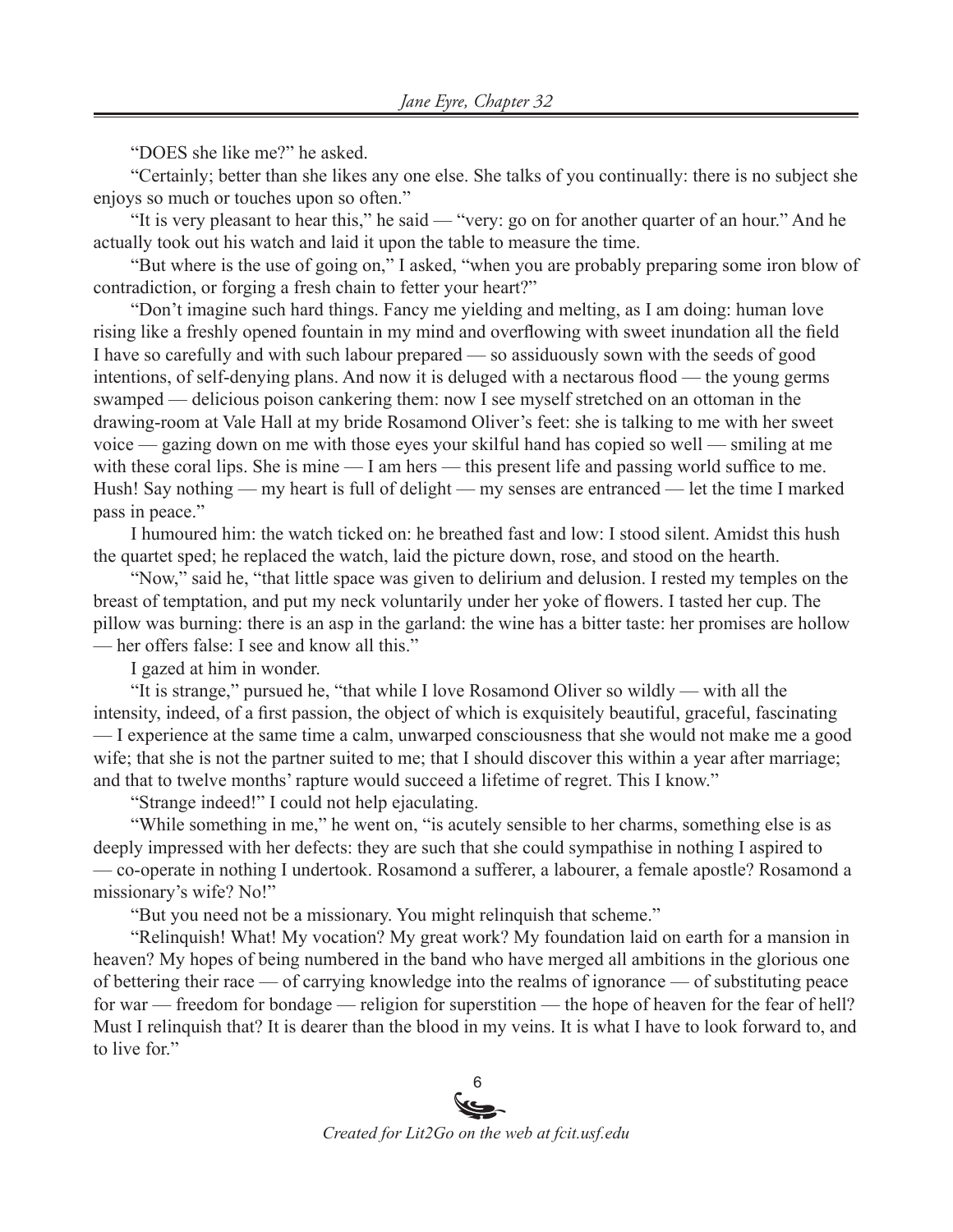"DOES she like me?" he asked.

"Certainly; better than she likes any one else. She talks of you continually: there is no subject she enjoys so much or touches upon so often."

"It is very pleasant to hear this," he said — "very: go on for another quarter of an hour." And he actually took out his watch and laid it upon the table to measure the time.

"But where is the use of going on," I asked, "when you are probably preparing some iron blow of contradiction, or forging a fresh chain to fetter your heart?"

"Don't imagine such hard things. Fancy me yielding and melting, as I am doing: human love rising like a freshly opened fountain in my mind and overflowing with sweet inundation all the field I have so carefully and with such labour prepared — so assiduously sown with the seeds of good intentions, of self-denying plans. And now it is deluged with a nectarous flood — the young germs swamped — delicious poison cankering them: now I see myself stretched on an ottoman in the drawing-room at Vale Hall at my bride Rosamond Oliver's feet: she is talking to me with her sweet voice — gazing down on me with those eyes your skilful hand has copied so well — smiling at me with these coral lips. She is mine — I am hers — this present life and passing world suffice to me. Hush! Say nothing — my heart is full of delight — my senses are entranced — let the time I marked pass in peace."

I humoured him: the watch ticked on: he breathed fast and low: I stood silent. Amidst this hush the quartet sped; he replaced the watch, laid the picture down, rose, and stood on the hearth.

"Now," said he, "that little space was given to delirium and delusion. I rested my temples on the breast of temptation, and put my neck voluntarily under her yoke of flowers. I tasted her cup. The pillow was burning: there is an asp in the garland: the wine has a bitter taste: her promises are hollow — her offers false: I see and know all this."

I gazed at him in wonder.

"It is strange," pursued he, "that while I love Rosamond Oliver so wildly — with all the intensity, indeed, of a first passion, the object of which is exquisitely beautiful, graceful, fascinating — I experience at the same time a calm, unwarped consciousness that she would not make me a good wife; that she is not the partner suited to me; that I should discover this within a year after marriage; and that to twelve months' rapture would succeed a lifetime of regret. This I know."

"Strange indeed!" I could not help ejaculating.

"While something in me," he went on, "is acutely sensible to her charms, something else is as deeply impressed with her defects: they are such that she could sympathise in nothing I aspired to — co-operate in nothing I undertook. Rosamond a sufferer, a labourer, a female apostle? Rosamond a missionary's wife? No!"

"But you need not be a missionary. You might relinquish that scheme."

"Relinquish! What! My vocation? My great work? My foundation laid on earth for a mansion in heaven? My hopes of being numbered in the band who have merged all ambitions in the glorious one of bettering their race — of carrying knowledge into the realms of ignorance — of substituting peace for war — freedom for bondage — religion for superstition — the hope of heaven for the fear of hell? Must I relinquish that? It is dearer than the blood in my veins. It is what I have to look forward to, and to live for."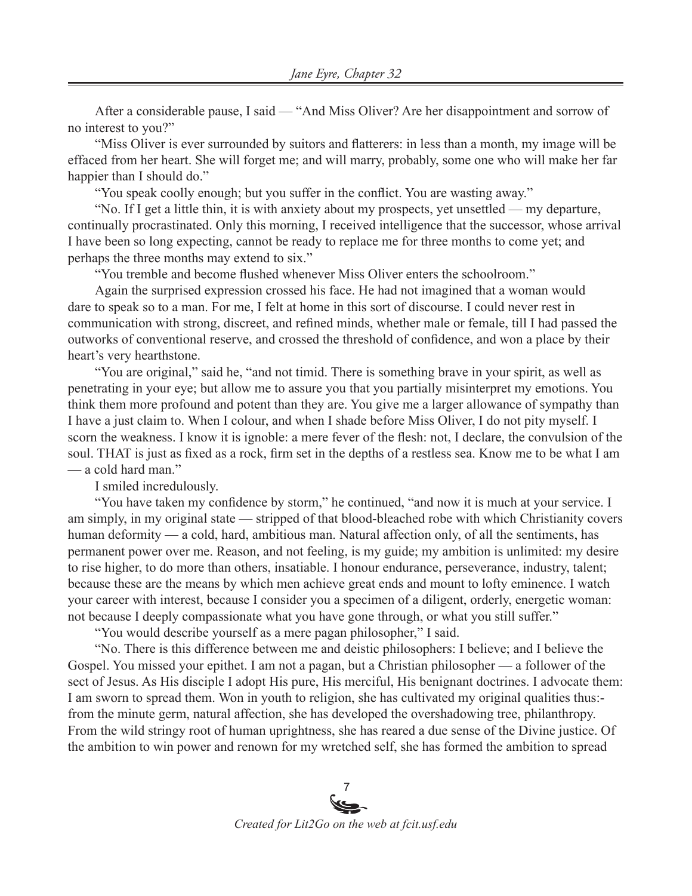After a considerable pause, I said — "And Miss Oliver? Are her disappointment and sorrow of no interest to you?"

"Miss Oliver is ever surrounded by suitors and flatterers: in less than a month, my image will be effaced from her heart. She will forget me; and will marry, probably, some one who will make her far happier than I should do."

"You speak coolly enough; but you suffer in the conflict. You are wasting away."

"No. If I get a little thin, it is with anxiety about my prospects, yet unsettled — my departure, continually procrastinated. Only this morning, I received intelligence that the successor, whose arrival I have been so long expecting, cannot be ready to replace me for three months to come yet; and perhaps the three months may extend to six."

"You tremble and become flushed whenever Miss Oliver enters the schoolroom."

Again the surprised expression crossed his face. He had not imagined that a woman would dare to speak so to a man. For me, I felt at home in this sort of discourse. I could never rest in communication with strong, discreet, and refined minds, whether male or female, till I had passed the outworks of conventional reserve, and crossed the threshold of confidence, and won a place by their heart's very hearthstone.

"You are original," said he, "and not timid. There is something brave in your spirit, as well as penetrating in your eye; but allow me to assure you that you partially misinterpret my emotions. You think them more profound and potent than they are. You give me a larger allowance of sympathy than I have a just claim to. When I colour, and when I shade before Miss Oliver, I do not pity myself. I scorn the weakness. I know it is ignoble: a mere fever of the flesh: not, I declare, the convulsion of the soul. THAT is just as fixed as a rock, firm set in the depths of a restless sea. Know me to be what I am — a cold hard man."

I smiled incredulously.

"You have taken my confidence by storm," he continued, "and now it is much at your service. I am simply, in my original state — stripped of that blood-bleached robe with which Christianity covers human deformity — a cold, hard, ambitious man. Natural affection only, of all the sentiments, has permanent power over me. Reason, and not feeling, is my guide; my ambition is unlimited: my desire to rise higher, to do more than others, insatiable. I honour endurance, perseverance, industry, talent; because these are the means by which men achieve great ends and mount to lofty eminence. I watch your career with interest, because I consider you a specimen of a diligent, orderly, energetic woman: not because I deeply compassionate what you have gone through, or what you still suffer."

"You would describe yourself as a mere pagan philosopher," I said.

"No. There is this difference between me and deistic philosophers: I believe; and I believe the Gospel. You missed your epithet. I am not a pagan, but a Christian philosopher — a follower of the sect of Jesus. As His disciple I adopt His pure, His merciful, His benignant doctrines. I advocate them: I am sworn to spread them. Won in youth to religion, she has cultivated my original qualities thus:- from the minute germ, natural affection, she has developed the overshadowing tree, philanthropy. From the wild stringy root of human uprightness, she has reared a due sense of the Divine justice. Of the ambition to win power and renown for my wretched self, she has formed the ambition to spread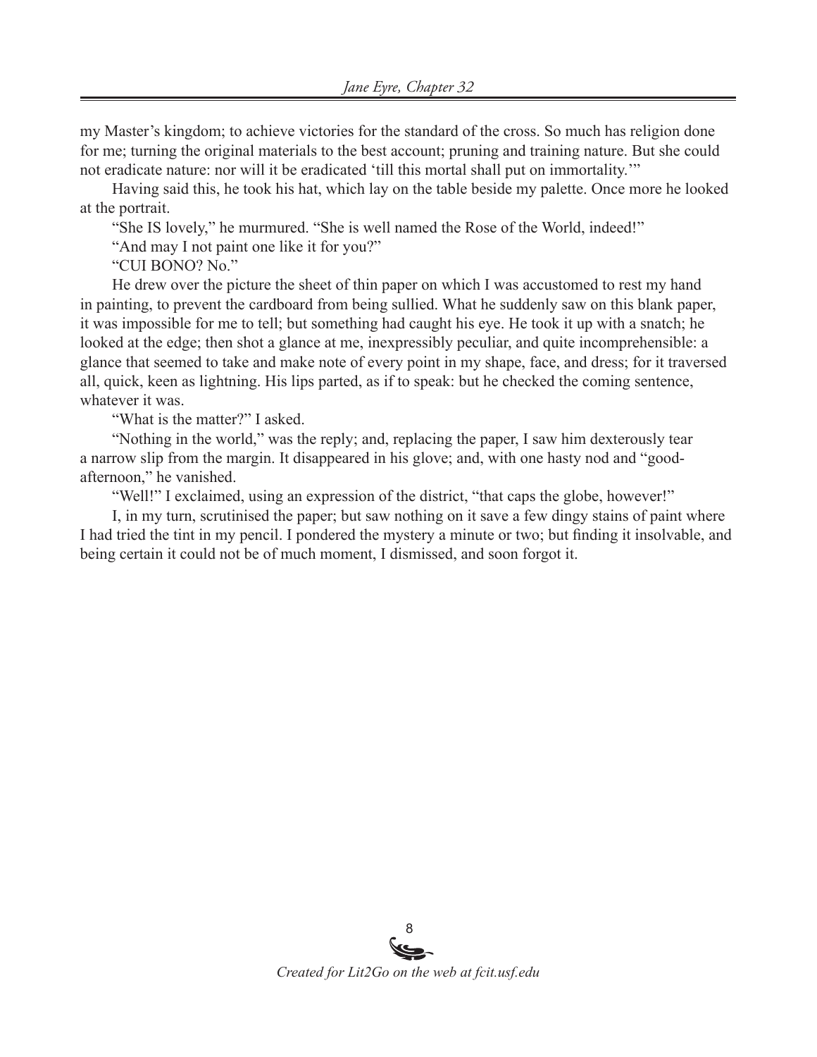my Master's kingdom; to achieve victories for the standard of the cross. So much has religion done for me; turning the original materials to the best account; pruning and training nature. But she could not eradicate nature: nor will it be eradicated 'till this mortal shall put on immortality.'"

Having said this, he took his hat, which lay on the table beside my palette. Once more he looked at the portrait.

"She IS lovely," he murmured. "She is well named the Rose of the World, indeed!"

"And may I not paint one like it for you?"

"CUI BONO? No."

He drew over the picture the sheet of thin paper on which I was accustomed to rest my hand in painting, to prevent the cardboard from being sullied. What he suddenly saw on this blank paper, it was impossible for me to tell; but something had caught his eye. He took it up with a snatch; he looked at the edge; then shot a glance at me, inexpressibly peculiar, and quite incomprehensible: a glance that seemed to take and make note of every point in my shape, face, and dress; for it traversed all, quick, keen as lightning. His lips parted, as if to speak: but he checked the coming sentence, whatever it was.

"What is the matter?" I asked.

"Nothing in the world," was the reply; and, replacing the paper, I saw him dexterously tear a narrow slip from the margin. It disappeared in his glove; and, with one hasty nod and "good-afternoon," he vanished.

"Well!" I exclaimed, using an expression of the district, "that caps the globe, however!"

I, in my turn, scrutinised the paper; but saw nothing on it save a few dingy stains of paint where I had tried the tint in my pencil. I pondered the mystery a minute or two; but finding it insolvable, and being certain it could not be of much moment, I dismissed, and soon forgot it.